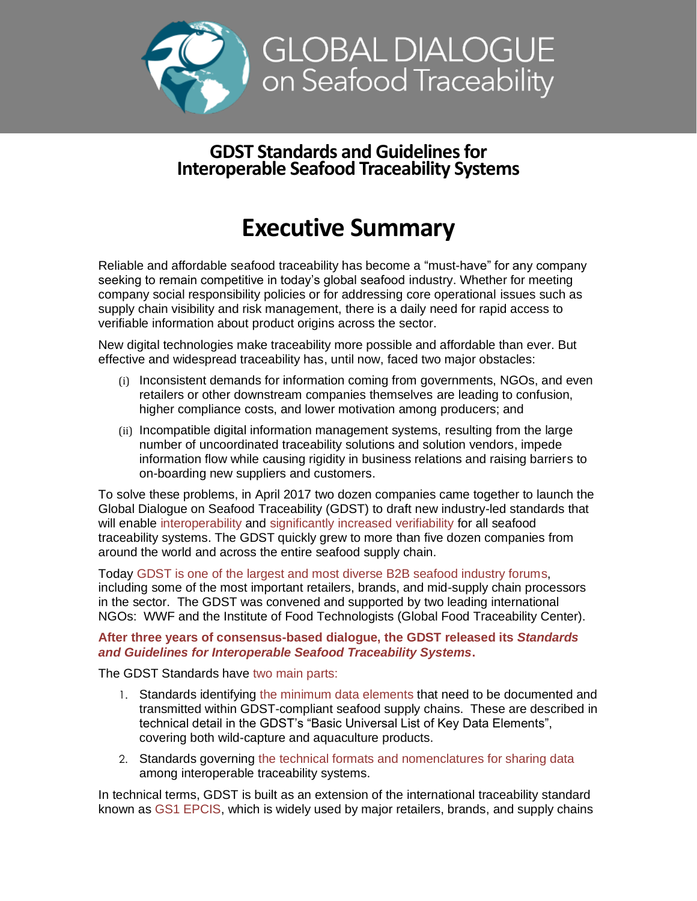GLOBAL DIALOGUE on Seafood Traceability

## GDST Standards and Guidelines for Interoperable Seafood Traceability Systems

# Executive Summary

Reliable and affordable seafood traceability has become a "must-have" for any company seeking to remain competitive in today's global seafood industry. Whether for meeting company social responsibility policies or for addressing core operational issues such as supply chain visibility and risk management, there is a daily need for rapid access to verifiable information about product origins across the sector.

New digital technologies make traceability more possible and affordable than ever. But effective and widespread traceability has, until now, faced two major obstacles:

(i) Inconsistent demands for information coming from governments, NGOs, and even retailers or other downstream companies themselves are leading to confusion, higher compliance costs, and lower motivation among producers; and

(ii) Incompatible digital information management systems, resulting from the large number of uncoordinated traceability solutions and solution vendors, impede information flow while causing rigidity in business relations and raising barriers to on-boarding new suppliers and customers.

To solve these problems, in April 2017 two dozen companies came together to launch the Global Dialogue on Seafood Traceability (GDST) to draft new industry-led standards that will enable interoperability and significantly increased verifiability for all seafood traceability systems. The GDST quickly grew to more than five dozen companies from around the world and across the entire seafood supply chain.

Today GDST is one of the largest and most diverse B2B seafood industry forums, including some of the most important retailers, brands, and mid-supply chain processors in the sector. The GDST was convened and supported by two leading international NGOs: WWF and the Institute of Food Technologists (Global Food Traceability Center).

**After three years of consensus-based dialogue, the GDST released its *Standards and Guidelines for Interoperable Seafood Traceability Systems*.**

The GDST Standards have two main parts:

1. Standards identifying the minimum data elements that need to be documented and transmitted within GDST-compliant seafood supply chains. These are described in technical detail in the GDST's "Basic Universal List of Key Data Elements", covering both wild-capture and aquaculture products.
2. Standards governing the technical formats and nomenclatures for sharing data among interoperable traceability systems.

In technical terms, GDST is built as an extension of the international traceability standard known as GS1 EPCIS, which is widely used by major retailers, brands, and supply chains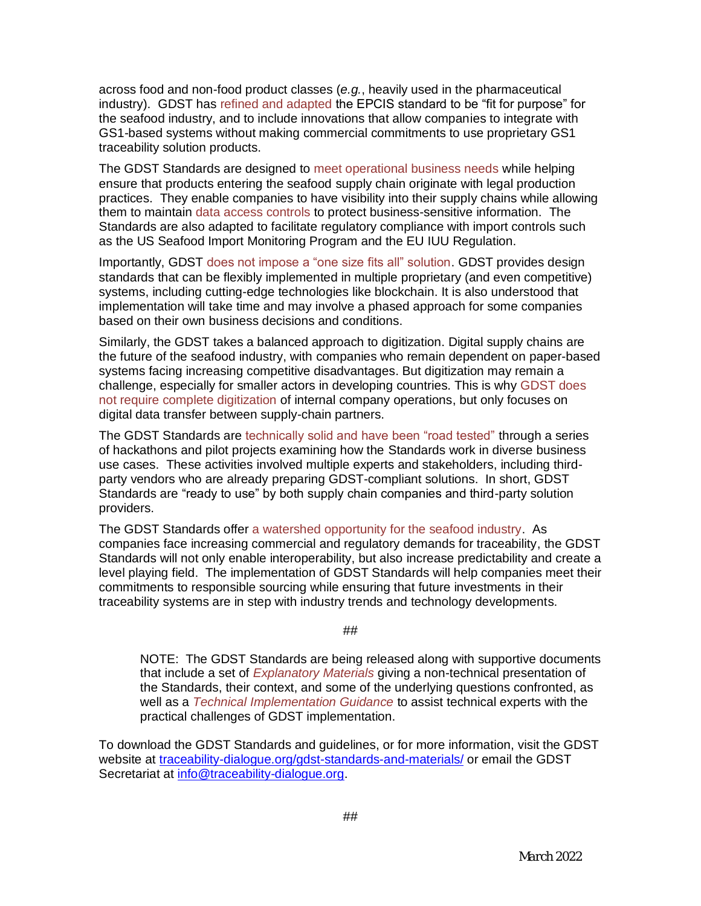across food and non-food product classes (*e.g.*, heavily used in the pharmaceutical industry). GDST has refined and adapted the EPCIS standard to be "fit for purpose" for the seafood industry, and to include innovations that allow companies to integrate with GS1-based systems without making commercial commitments to use proprietary GS1 traceability solution products.

The GDST Standards are designed to meet operational business needs while helping ensure that products entering the seafood supply chain originate with legal production practices. They enable companies to have visibility into their supply chains while allowing them to maintain data access controls to protect business-sensitive information. The Standards are also adapted to facilitate regulatory compliance with import controls such as the US Seafood Import Monitoring Program and the EU IUU Regulation.

Importantly, GDST does not impose a "one size fits all" solution. GDST provides design standards that can be flexibly implemented in multiple proprietary (and even competitive) systems, including cutting-edge technologies like blockchain. It is also understood that implementation will take time and may involve a phased approach for some companies based on their own business decisions and conditions.

Similarly, the GDST takes a balanced approach to digitization. Digital supply chains are the future of the seafood industry, with companies who remain dependent on paper-based systems facing increasing competitive disadvantages. But digitization may remain a challenge, especially for smaller actors in developing countries. This is why GDST does not require complete digitization of internal company operations, but only focuses on digital data transfer between supply-chain partners.

The GDST Standards are technically solid and have been "road tested" through a series of hackathons and pilot projects examining how the Standards work in diverse business use cases. These activities involved multiple experts and stakeholders, including third-party vendors who are already preparing GDST-compliant solutions. In short, GDST Standards are "ready to use" by both supply chain companies and third-party solution providers.

The GDST Standards offer a watershed opportunity for the seafood industry. As companies face increasing commercial and regulatory demands for traceability, the GDST Standards will not only enable interoperability, but also increase predictability and create a level playing field. The implementation of GDST Standards will help companies meet their commitments to responsible sourcing while ensuring that future investments in their traceability systems are in step with industry trends and technology developments.

##

> NOTE: The GDST Standards are being released along with supportive documents that include a set of *Explanatory Materials* giving a non-technical presentation of the Standards, their context, and some of the underlying questions confronted, as well as a *Technical Implementation Guidance* to assist technical experts with the practical challenges of GDST implementation.

To download the GDST Standards and guidelines, or for more information, visit the GDST website at traceability-dialogue.org/gdst-standards-and-materials/ or email the GDST Secretariat at info@traceability-dialogue.org.

##

March 2022